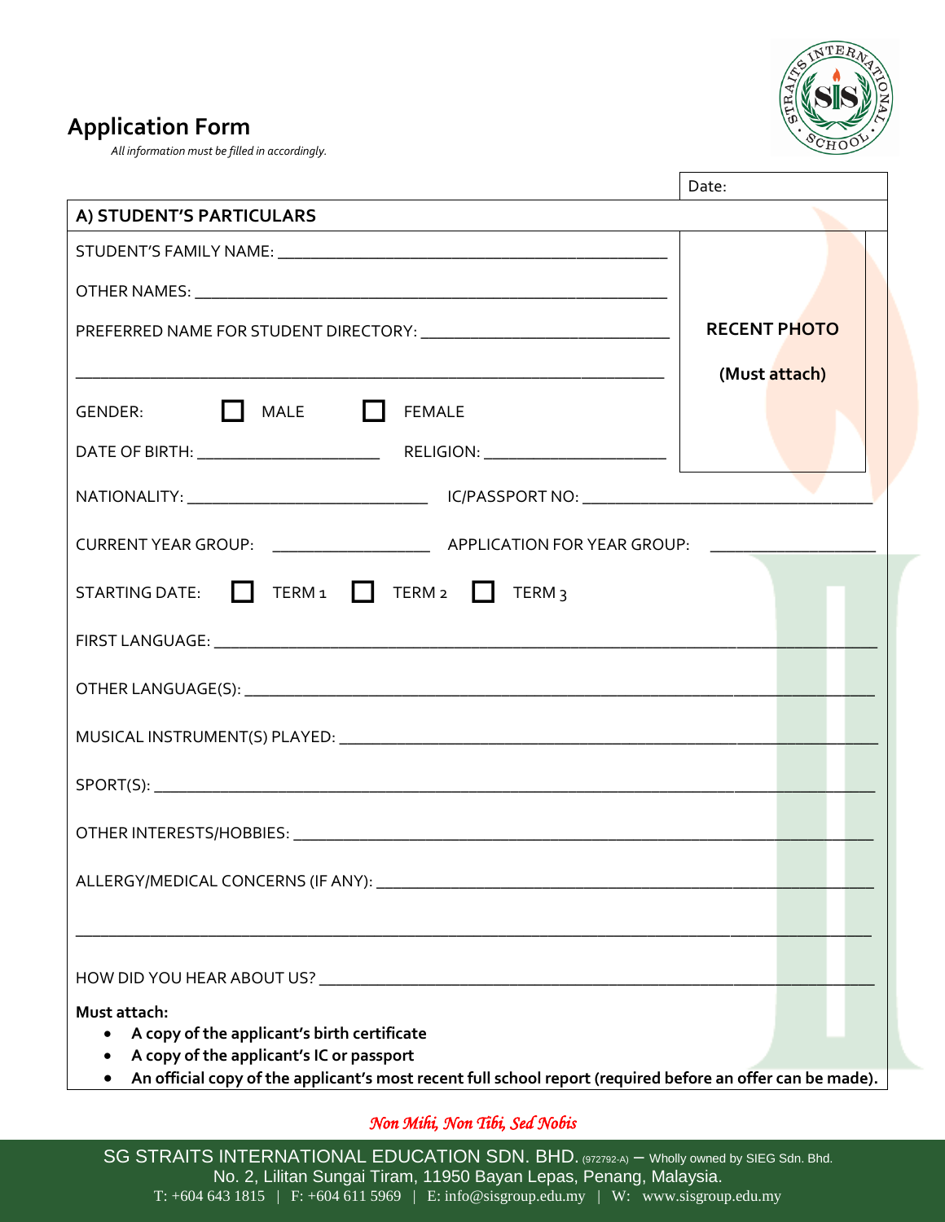# Application Form

*All information must be filled in accordingly.*

Date:

## A) STUDENT'S PARTICULARS

STUDENT'S FAMILY NAME: ______________________________________________

OTHER NAMES: ______________________________________________

PREFERRED NAME FOR STUDENT DIRECTORY: ____________________________

______________________________________________

**RECENT PHOTO**

**(Must attach)**

GENDER: ☐ MALE ☐ FEMALE

DATE OF BIRTH: ____________________ RELIGION: ____________________

NATIONALITY: __________________________ IC/PASSPORT NO: ________________________________

CURRENT YEAR GROUP: __________________ APPLICATION FOR YEAR GROUP: ___________________

STARTING DATE: ☐ TERM 1 ☐ TERM 2 ☐ TERM 3

FIRST LANGUAGE: ______________________________________________

OTHER LANGUAGE(S): ______________________________________________

MUSICAL INSTRUMENT(S) PLAYED: ______________________________________________

SPORT(S): ______________________________________________

OTHER INTERESTS/HOBBIES: ______________________________________________

ALLERGY/MEDICAL CONCERNS (IF ANY): ______________________________________________

______________________________________________

HOW DID YOU HEAR ABOUT US? ______________________________________________

**Must attach:**

- **A copy of the applicant's birth certificate**
- **A copy of the applicant's IC or passport**
- **An official copy of the applicant's most recent full school report (required before an offer can be made).**

*Non Mihi, Non Tibi, Sed Nobis*

SG STRAITS INTERNATIONAL EDUCATION SDN. BHD. (972792-A) – Wholly owned by SIEG Sdn. Bhd.
No. 2, Lilitan Sungai Tiram, 11950 Bayan Lepas, Penang, Malaysia.
T: +604 643 1815 | F: +604 611 5969 | E: info@sisgroup.edu.my | W: www.sisgroup.edu.my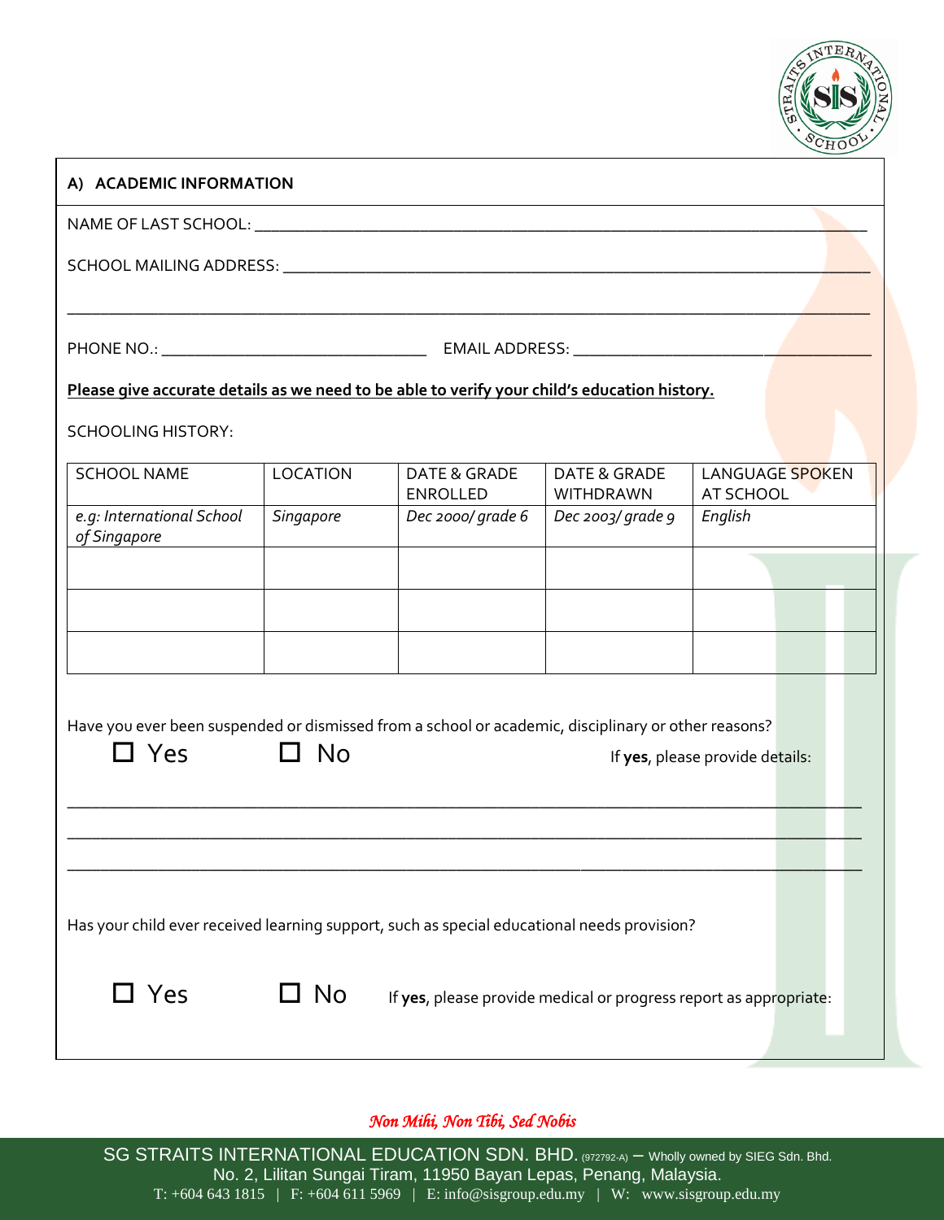## A) ACADEMIC INFORMATION

NAME OF LAST SCHOOL: ______________________________________________________________________

SCHOOL MAILING ADDRESS: ___________________________________________________________________

_________________________________________________________________________________________

PHONE NO.: ______________________________ EMAIL ADDRESS: _________________________________

**Please give accurate details as we need to be able to verify your child's education history.**

SCHOOLING HISTORY:

| SCHOOL NAME | LOCATION | DATE & GRADE ENROLLED | DATE & GRADE WITHDRAWN | LANGUAGE SPOKEN AT SCHOOL |
|---|---|---|---|---|
| *e.g: International School of Singapore* | *Singapore* | *Dec 2000/ grade 6* | *Dec 2003/ grade 9* | *English* |
| | | | | |
| | | | | |
| | | | | |

Have you ever been suspended or dismissed from a school or academic, disciplinary or other reasons?

☐ Yes ☐ No If **yes**, please provide details:

_________________________________________________________________________________________

_________________________________________________________________________________________

_________________________________________________________________________________________

Has your child ever received learning support, such as special educational needs provision?

☐ Yes ☐ No If **yes**, please provide medical or progress report as appropriate:

*Non Mihi, Non Tibi, Sed Nobis*

SG STRAITS INTERNATIONAL EDUCATION SDN. BHD. (972792-A) – Wholly owned by SIEG Sdn. Bhd.
No. 2, Lilitan Sungai Tiram, 11950 Bayan Lepas, Penang, Malaysia.
T: +604 643 1815 | F: +604 611 5969 | E: info@sisgroup.edu.my | W: www.sisgroup.edu.my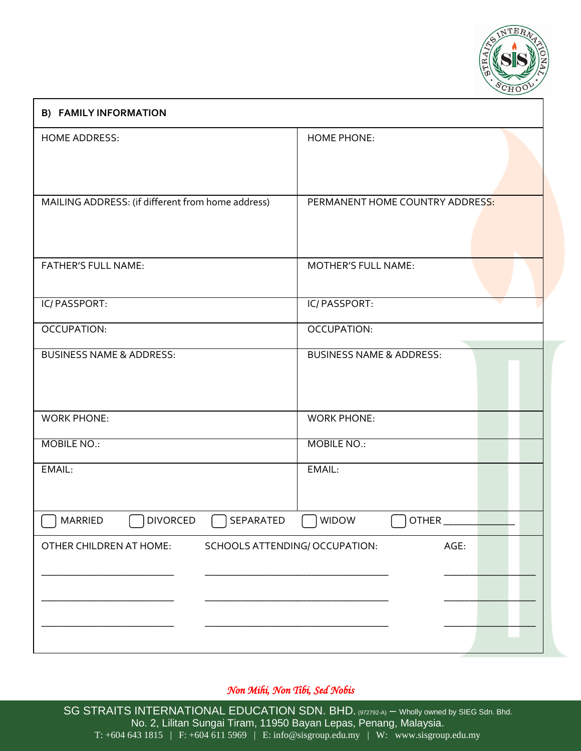## B) FAMILY INFORMATION

| HOME ADDRESS: | HOME PHONE: |
|---|---|
| MAILING ADDRESS: (if different from home address) | PERMANENT HOME COUNTRY ADDRESS: |
| FATHER'S FULL NAME: | MOTHER'S FULL NAME: |
| IC/ PASSPORT: | IC/ PASSPORT: |
| OCCUPATION: | OCCUPATION: |
| BUSINESS NAME & ADDRESS: | BUSINESS NAME & ADDRESS: |
| WORK PHONE: | WORK PHONE: |
| MOBILE NO.: | MOBILE NO.: |
| EMAIL: | EMAIL: |

☐ MARRIED ☐ DIVORCED ☐ SEPARATED ☐ WIDOW ☐ OTHER ____________

| OTHER CHILDREN AT HOME: | SCHOOLS ATTENDING/ OCCUPATION: | AGE: |
|---|---|---|
| ______________________ | ______________________________ | _______________ |
| ______________________ | ______________________________ | _______________ |
| ______________________ | ______________________________ | _______________ |

*Non Mihi, Non Tibi, Sed Nobis*

SG STRAITS INTERNATIONAL EDUCATION SDN. BHD. (972792-A) – Wholly owned by SIEG Sdn. Bhd.
No. 2, Lilitan Sungai Tiram, 11950 Bayan Lepas, Penang, Malaysia.
T: +604 643 1815 | F: +604 611 5969 | E: info@sisgroup.edu.my | W: www.sisgroup.edu.my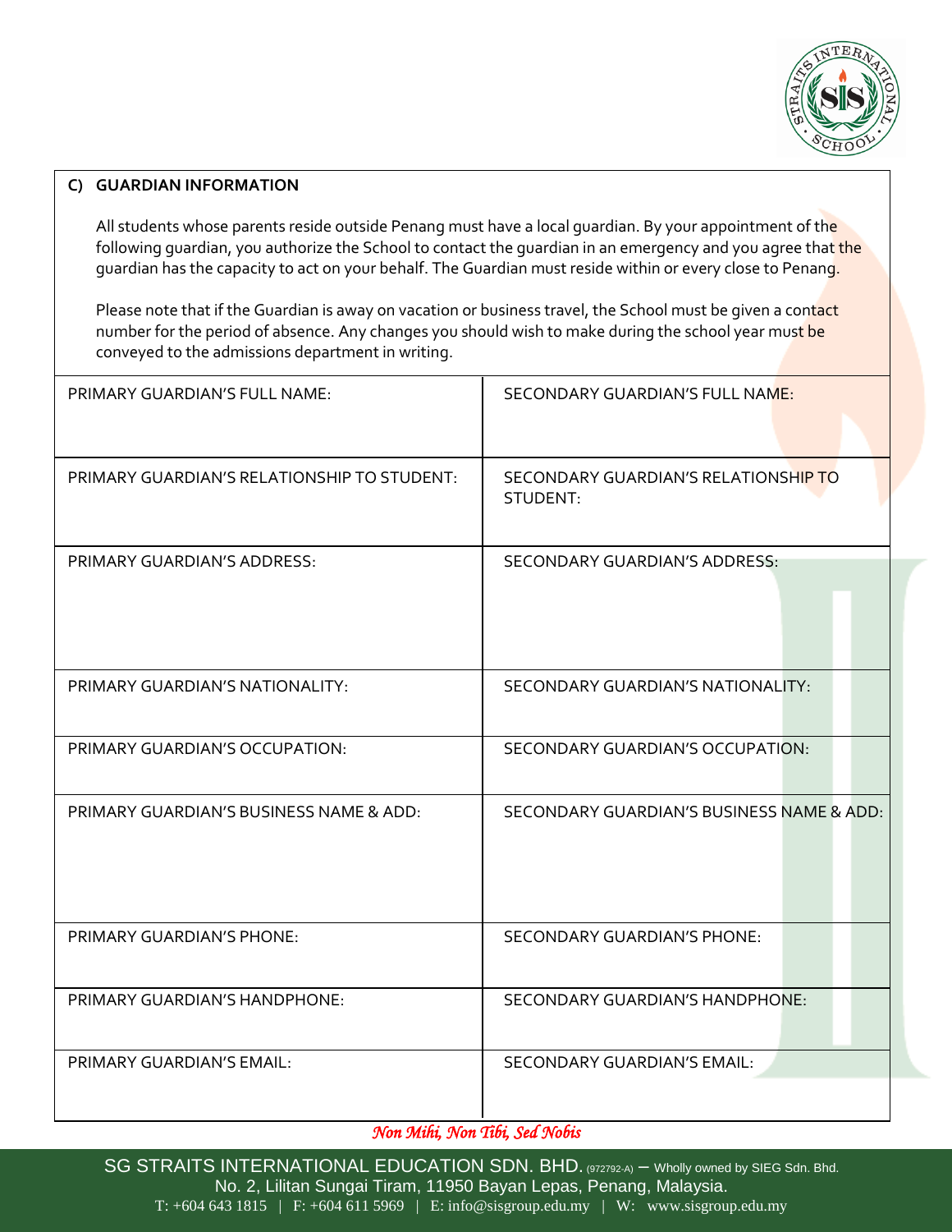## C) GUARDIAN INFORMATION

All students whose parents reside outside Penang must have a local guardian. By your appointment of the following guardian, you authorize the School to contact the guardian in an emergency and you agree that the guardian has the capacity to act on your behalf. The Guardian must reside within or every close to Penang.

Please note that if the Guardian is away on vacation or business travel, the School must be given a contact number for the period of absence. Any changes you should wish to make during the school year must be conveyed to the admissions department in writing.

| PRIMARY GUARDIAN'S FULL NAME: | SECONDARY GUARDIAN'S FULL NAME: |
|---|---|
| PRIMARY GUARDIAN'S RELATIONSHIP TO STUDENT: | SECONDARY GUARDIAN'S RELATIONSHIP TO STUDENT: |
| PRIMARY GUARDIAN'S ADDRESS: | SECONDARY GUARDIAN'S ADDRESS: |
| PRIMARY GUARDIAN'S NATIONALITY: | SECONDARY GUARDIAN'S NATIONALITY: |
| PRIMARY GUARDIAN'S OCCUPATION: | SECONDARY GUARDIAN'S OCCUPATION: |
| PRIMARY GUARDIAN'S BUSINESS NAME & ADD: | SECONDARY GUARDIAN'S BUSINESS NAME & ADD: |
| PRIMARY GUARDIAN'S PHONE: | SECONDARY GUARDIAN'S PHONE: |
| PRIMARY GUARDIAN'S HANDPHONE: | SECONDARY GUARDIAN'S HANDPHONE: |
| PRIMARY GUARDIAN'S EMAIL: | SECONDARY GUARDIAN'S EMAIL: |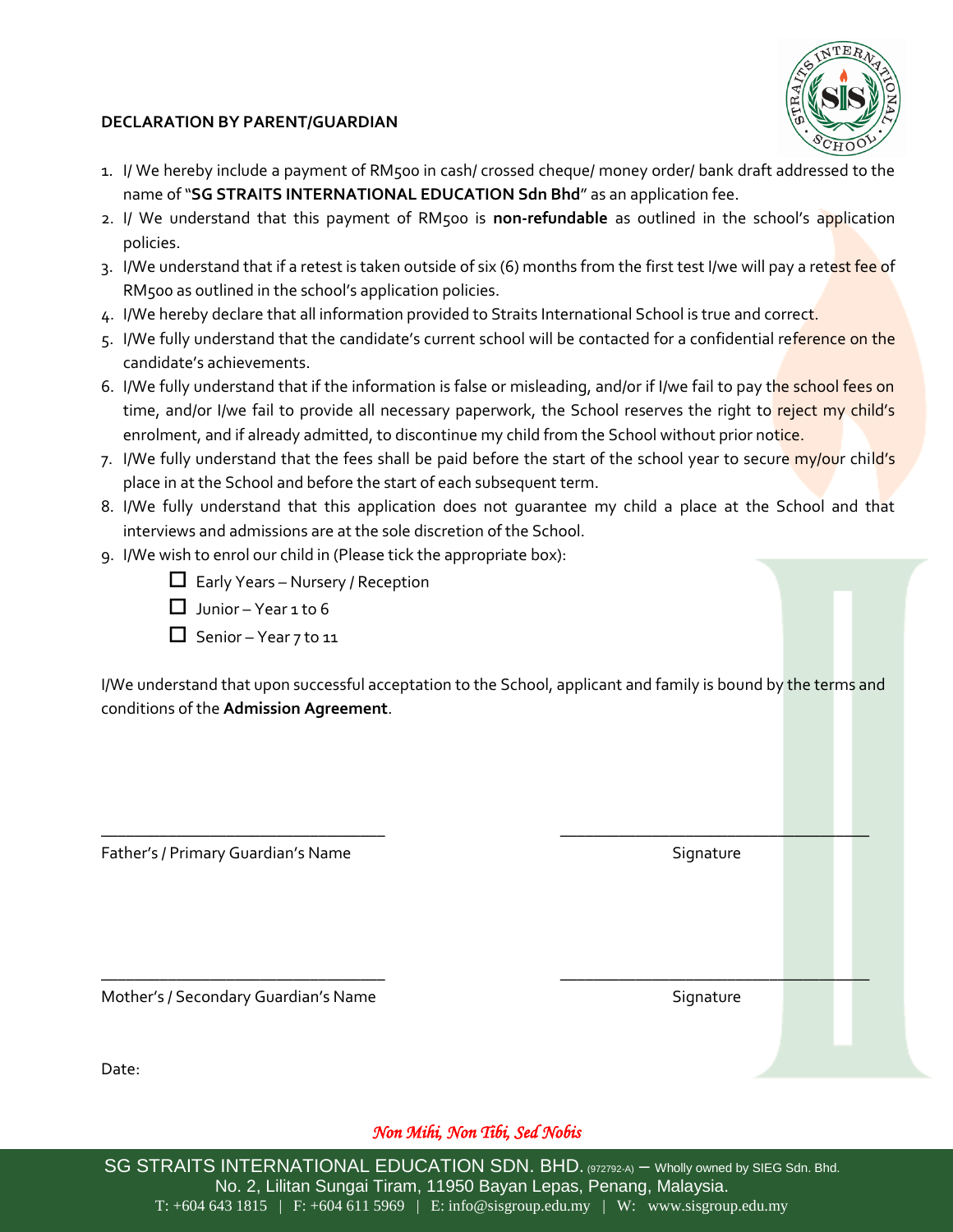## DECLARATION BY PARENT/GUARDIAN

1. I/ We hereby include a payment of RM500 in cash/ crossed cheque/ money order/ bank draft addressed to the name of "**SG STRAITS INTERNATIONAL EDUCATION Sdn Bhd**" as an application fee.
2. I/ We understand that this payment of RM500 is **non-refundable** as outlined in the school's application policies.
3. I/We understand that if a retest is taken outside of six (6) months from the first test I/we will pay a retest fee of RM500 as outlined in the school's application policies.
4. I/We hereby declare that all information provided to Straits International School is true and correct.
5. I/We fully understand that the candidate's current school will be contacted for a confidential reference on the candidate's achievements.
6. I/We fully understand that if the information is false or misleading, and/or if I/we fail to pay the school fees on time, and/or I/we fail to provide all necessary paperwork, the School reserves the right to reject my child's enrolment, and if already admitted, to discontinue my child from the School without prior notice.
7. I/We fully understand that the fees shall be paid before the start of the school year to secure my/our child's place in at the School and before the start of each subsequent term.
8. I/We fully understand that this application does not guarantee my child a place at the School and that interviews and admissions are at the sole discretion of the School.
9. I/We wish to enrol our child in (Please tick the appropriate box):
   - ☐ Early Years – Nursery / Reception
   - ☐ Junior – Year 1 to 6
   - ☐ Senior – Year 7 to 11

I/We understand that upon successful acceptation to the School, applicant and family is bound by the terms and conditions of the **Admission Agreement**.

\_\_\_\_\_\_\_\_\_\_\_\_\_\_\_\_\_\_\_\_\_\_\_\_\_\_\_\_\_\_\_ &nbsp;&nbsp;&nbsp;&nbsp;&nbsp;&nbsp;&nbsp;&nbsp; \_\_\_\_\_\_\_\_\_\_\_\_\_\_\_\_\_\_\_\_\_\_\_\_\_\_\_\_\_\_\_

Father's / Primary Guardian's Name &nbsp;&nbsp;&nbsp;&nbsp;&nbsp;&nbsp;&nbsp;&nbsp; Signature

\_\_\_\_\_\_\_\_\_\_\_\_\_\_\_\_\_\_\_\_\_\_\_\_\_\_\_\_\_\_\_ &nbsp;&nbsp;&nbsp;&nbsp;&nbsp;&nbsp;&nbsp;&nbsp; \_\_\_\_\_\_\_\_\_\_\_\_\_\_\_\_\_\_\_\_\_\_\_\_\_\_\_\_\_\_\_

Mother's / Secondary Guardian's Name &nbsp;&nbsp;&nbsp;&nbsp;&nbsp;&nbsp;&nbsp;&nbsp; Signature

Date:

*Non Mihi, Non Tibi, Sed Nobis*

SG STRAITS INTERNATIONAL EDUCATION SDN. BHD. (972792-A) – Wholly owned by SIEG Sdn. Bhd.
No. 2, Lilitan Sungai Tiram, 11950 Bayan Lepas, Penang, Malaysia.
T: +604 643 1815 | F: +604 611 5969 | E: info@sisgroup.edu.my | W: www.sisgroup.edu.my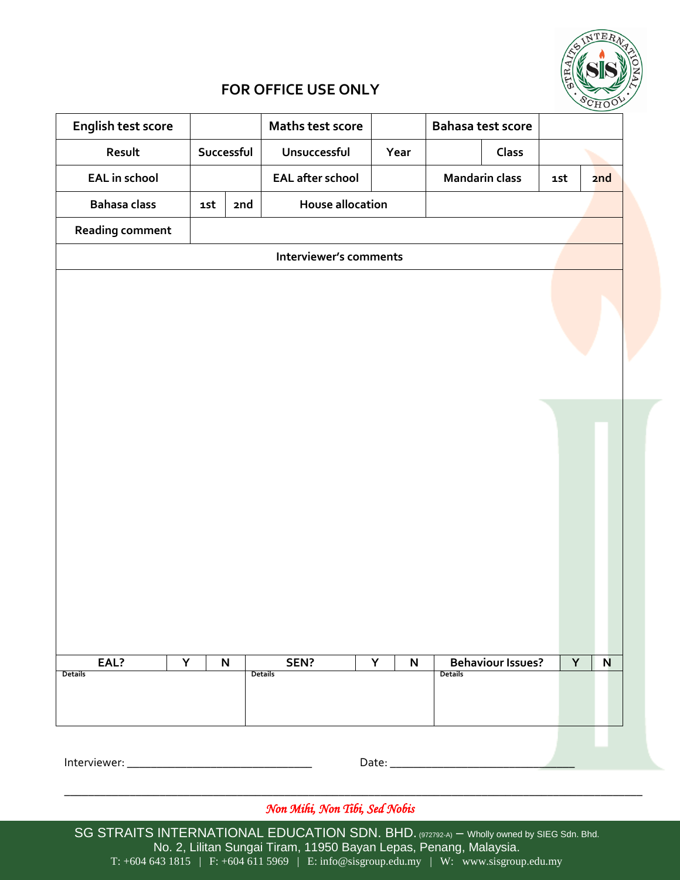## FOR OFFICE USE ONLY

| | | | | | | | | |
|---|---|---|---|---|---|---|---|---|
| English test score | | | Maths test score | | Bahasa test score | | | |
| Result | Successful | | Unsuccessful | Year | | Class | | |
| EAL in school | | | EAL after school | | Mandarin class | | 1st | 2nd |
| Bahasa class | 1st | 2nd | House allocation | | | | | |
| Reading comment | | | | | | | | |
| Interviewer's comments | | | | | | | | |

| | | | | | | | | |
|---|---|---|---|---|---|---|---|---|
| EAL? | Y | N | SEN? | Y | N | Behaviour Issues? | Y | N |
| Details | | | Details | | | Details | | |

Interviewer: _______________________________ Date: _______________________________

*Non Mihi, Non Tibi, Sed Nobis*

SG STRAITS INTERNATIONAL EDUCATION SDN. BHD. (972792-A) – Wholly owned by SIEG Sdn. Bhd.
No. 2, Lilitan Sungai Tiram, 11950 Bayan Lepas, Penang, Malaysia.
T: +604 643 1815 | F: +604 611 5969 | E: info@sisgroup.edu.my | W: www.sisgroup.edu.my